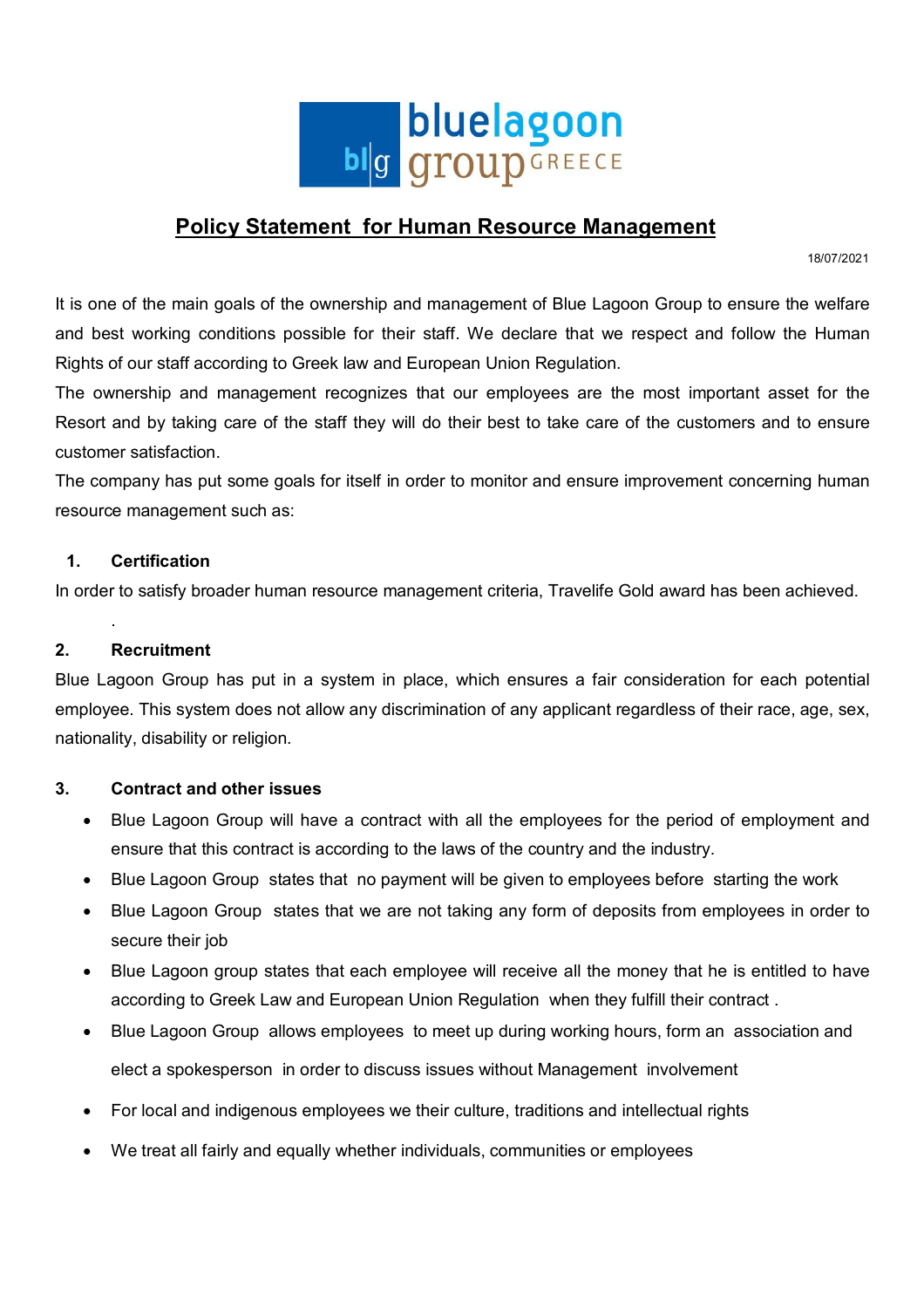bluelagoon group GREECE

# Policy Statement for Human Resource Management

18/07/2021

It is one of the main goals of the ownership and management of Blue Lagoon Group to ensure the welfare and best working conditions possible for their staff. We declare that we respect and follow the Human Rights of our staff according to Greek law and European Union Regulation.

The ownership and management recognizes that our employees are the most important asset for the Resort and by taking care of the staff they will do their best to take care of the customers and to ensure customer satisfaction.

The company has put some goals for itself in order to monitor and ensure improvement concerning human resource management such as:

## 1. Certification

In order to satisfy broader human resource management criteria, Travelife Gold award has been achieved.

.

## 2. Recruitment

Blue Lagoon Group has put in a system in place, which ensures a fair consideration for each potential employee. This system does not allow any discrimination of any applicant regardless of their race, age, sex, nationality, disability or religion.

## 3. Contract and other issues

- Blue Lagoon Group will have a contract with all the employees for the period of employment and ensure that this contract is according to the laws of the country and the industry.
- Blue Lagoon Group states that no payment will be given to employees before starting the work
- Blue Lagoon Group states that we are not taking any form of deposits from employees in order to secure their job
- Blue Lagoon group states that each employee will receive all the money that he is entitled to have according to Greek Law and European Union Regulation when they fulfill their contract .
- Blue Lagoon Group allows employees to meet up during working hours, form an association and elect a spokesperson in order to discuss issues without Management involvement
- For local and indigenous employees we their culture, traditions and intellectual rights
- We treat all fairly and equally whether individuals, communities or employees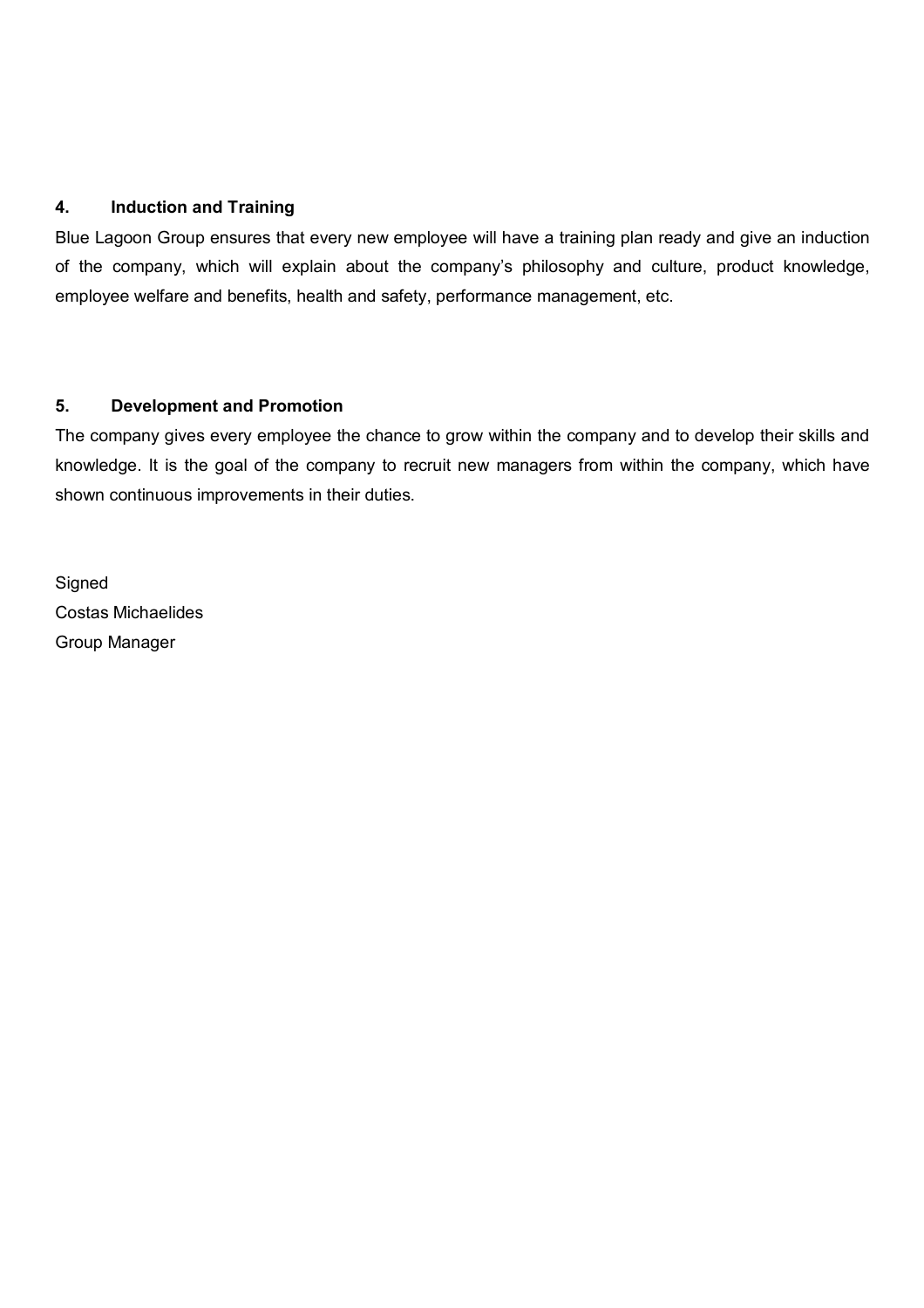**4. Induction and Training**

Blue Lagoon Group ensures that every new employee will have a training plan ready and give an induction of the company, which will explain about the company's philosophy and culture, product knowledge, employee welfare and benefits, health and safety, performance management, etc.

**5. Development and Promotion**

The company gives every employee the chance to grow within the company and to develop their skills and knowledge. It is the goal of the company to recruit new managers from within the company, which have shown continuous improvements in their duties.

Signed
Costas Michaelides
Group Manager